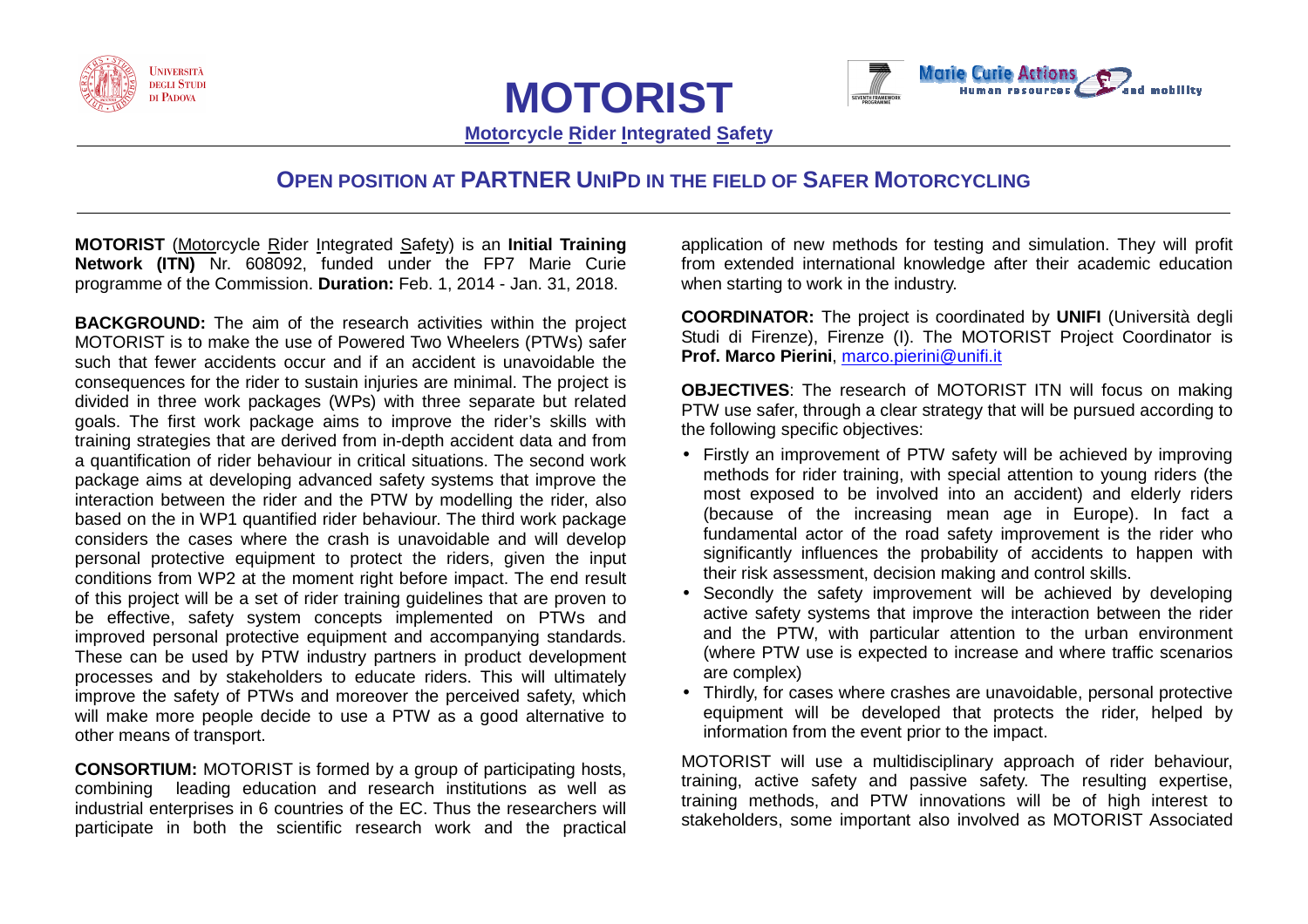# MOTORIST

**Motorcycle Rider Integrated Safety**

## OPEN POSITION AT PARTNER UNIPD IN THE FIELD OF SAFER MOTORCYCLING

**MOTORIST** (Motorcycle Rider Integrated Safety) is an **Initial Training Network (ITN)** Nr. 608092, funded under the FP7 Marie Curie programme of the Commission. **Duration:** Feb. 1, 2014 - Jan. 31, 2018.

**BACKGROUND:** The aim of the research activities within the project MOTORIST is to make the use of Powered Two Wheelers (PTWs) safer such that fewer accidents occur and if an accident is unavoidable the consequences for the rider to sustain injuries are minimal. The project is divided in three work packages (WPs) with three separate but related goals. The first work package aims to improve the rider's skills with training strategies that are derived from in-depth accident data and from a quantification of rider behaviour in critical situations. The second work package aims at developing advanced safety systems that improve the interaction between the rider and the PTW by modelling the rider, also based on the in WP1 quantified rider behaviour. The third work package considers the cases where the crash is unavoidable and will develop personal protective equipment to protect the riders, given the input conditions from WP2 at the moment right before impact. The end result of this project will be a set of rider training guidelines that are proven to be effective, safety system concepts implemented on PTWs and improved personal protective equipment and accompanying standards. These can be used by PTW industry partners in product development processes and by stakeholders to educate riders. This will ultimately improve the safety of PTWs and moreover the perceived safety, which will make more people decide to use a PTW as a good alternative to other means of transport.

**CONSORTIUM:** MOTORIST is formed by a group of participating hosts, combining leading education and research institutions as well as industrial enterprises in 6 countries of the EC. Thus the researchers will participate in both the scientific research work and the practical application of new methods for testing and simulation. They will profit from extended international knowledge after their academic education when starting to work in the industry.

**COORDINATOR:** The project is coordinated by **UNIFI** (Università degli Studi di Firenze), Firenze (I). The MOTORIST Project Coordinator is **Prof. Marco Pierini**, marco.pierini@unifi.it

**OBJECTIVES**: The research of MOTORIST ITN will focus on making PTW use safer, through a clear strategy that will be pursued according to the following specific objectives:

- Firstly an improvement of PTW safety will be achieved by improving methods for rider training, with special attention to young riders (the most exposed to be involved into an accident) and elderly riders (because of the increasing mean age in Europe). In fact a fundamental actor of the road safety improvement is the rider who significantly influences the probability of accidents to happen with their risk assessment, decision making and control skills.
- Secondly the safety improvement will be achieved by developing active safety systems that improve the interaction between the rider and the PTW, with particular attention to the urban environment (where PTW use is expected to increase and where traffic scenarios are complex)
- Thirdly, for cases where crashes are unavoidable, personal protective equipment will be developed that protects the rider, helped by information from the event prior to the impact.

MOTORIST will use a multidisciplinary approach of rider behaviour, training, active safety and passive safety. The resulting expertise, training methods, and PTW innovations will be of high interest to stakeholders, some important also involved as MOTORIST Associated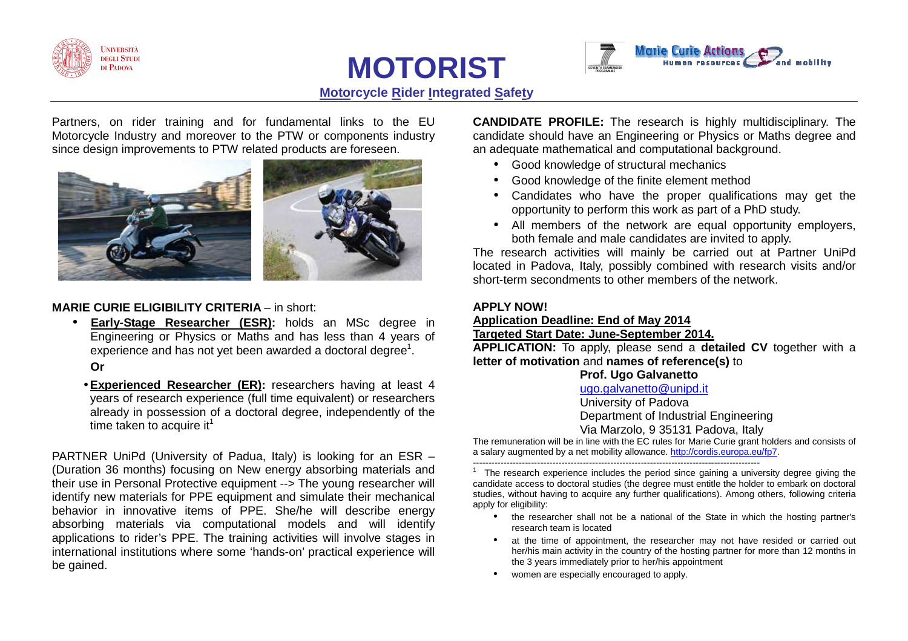Partners, on rider training and for fundamental links to the EU Motorcycle Industry and moreover to the PTW or components industry since design improvements to PTW related products are foreseen.

**MARIE CURIE ELIGIBILITY CRITERIA** – in short:

- **Early-Stage Researcher (ESR):** holds an MSc degree in Engineering or Physics or Maths and has less than 4 years of experience and has not yet been awarded a doctoral degree[1].

  **Or**

- **Experienced Researcher (ER):** researchers having at least 4 years of research experience (full time equivalent) or researchers already in possession of a doctoral degree, independently of the time taken to acquire it[1]

PARTNER UniPd (University of Padua, Italy) is looking for an ESR – (Duration 36 months) focusing on New energy absorbing materials and their use in Personal Protective equipment --> The young researcher will identify new materials for PPE equipment and simulate their mechanical behavior in innovative items of PPE. She/he will describe energy absorbing materials via computational models and will identify applications to rider's PPE. The training activities will involve stages in international institutions where some 'hands-on' practical experience will be gained.

**CANDIDATE PROFILE:** The research is highly multidisciplinary. The candidate should have an Engineering or Physics or Maths degree and an adequate mathematical and computational background.

- Good knowledge of structural mechanics
- Good knowledge of the finite element method
- Candidates who have the proper qualifications may get the opportunity to perform this work as part of a PhD study.
- All members of the network are equal opportunity employers, both female and male candidates are invited to apply.

The research activities will mainly be carried out at Partner UniPd located in Padova, Italy, possibly combined with research visits and/or short-term secondments to other members of the network.

**APPLY NOW!**

**Application Deadline: End of May 2014**

**Targeted Start Date: June-September 2014.**

**APPLICATION:** To apply, please send a **detailed CV** together with a **letter of motivation** and **names of reference(s)** to

**Prof. Ugo Galvanetto**
ugo.galvanetto@unipd.it
University of Padova
Department of Industrial Engineering
Via Marzolo, 9 35131 Padova, Italy

The remuneration will be in line with the EC rules for Marie Curie grant holders and consists of a salary augmented by a net mobility allowance. http://cordis.europa.eu/fp7.

---

[1] The research experience includes the period since gaining a university degree giving the candidate access to doctoral studies (the degree must entitle the holder to embark on doctoral studies, without having to acquire any further qualifications). Among others, following criteria apply for eligibility:

- the researcher shall not be a national of the State in which the hosting partner's research team is located
- at the time of appointment, the researcher may not have resided or carried out her/his main activity in the country of the hosting partner for more than 12 months in the 3 years immediately prior to her/his appointment
- women are especially encouraged to apply.